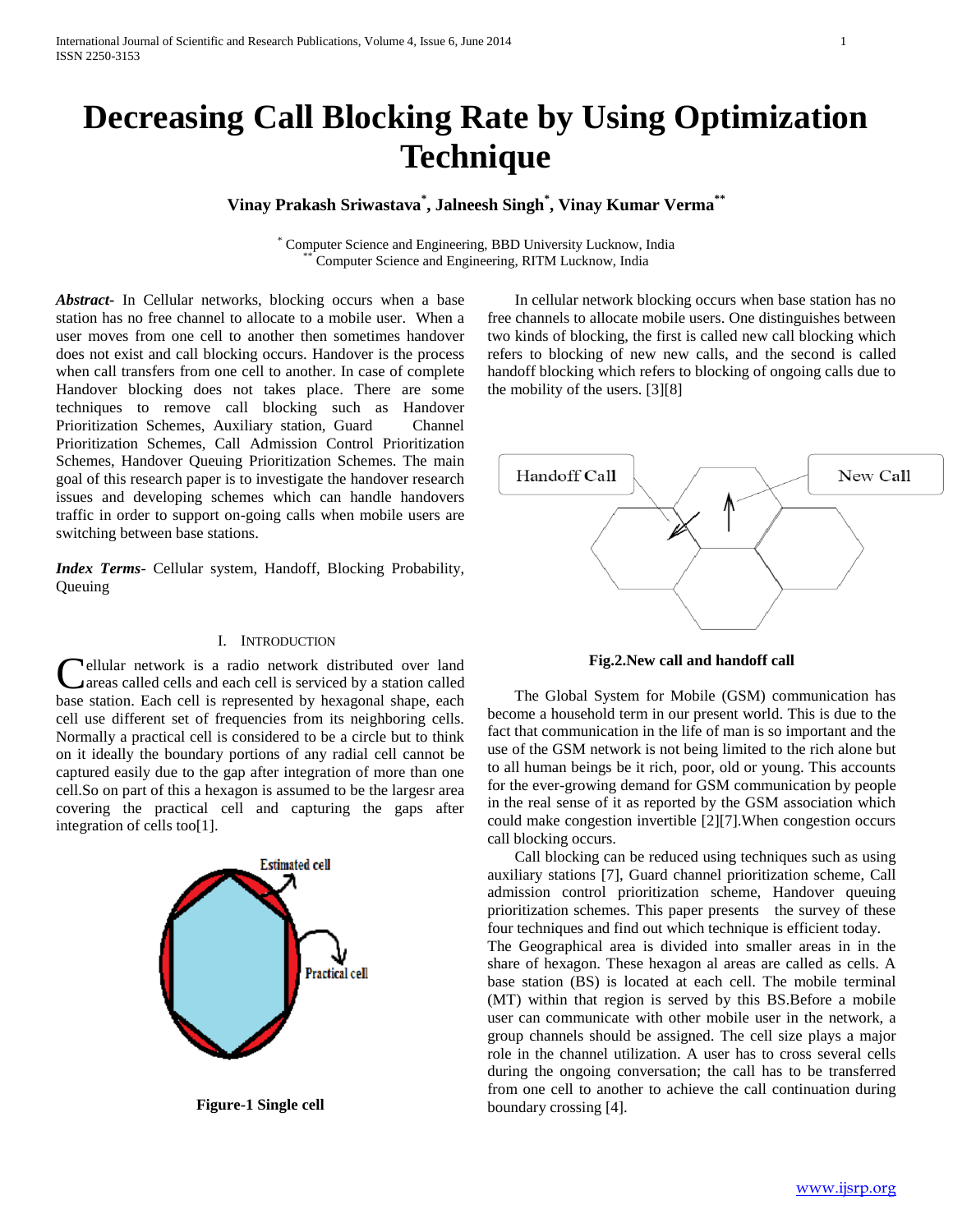# Decreasing Call Blocking Rate by Using Optimization Technique

**Vinay Prakash Sriwastava[*], Jalneesh Singh[*], Vinay Kumar Verma[**]**

[*] Computer Science and Engineering, BBD University Lucknow, India
[**] Computer Science and Engineering, RITM Lucknow, India

***Abstract***- In Cellular networks, blocking occurs when a base station has no free channel to allocate to a mobile user. When a user moves from one cell to another then sometimes handover does not exist and call blocking occurs. Handover is the process when call transfers from one cell to another. In case of complete Handover blocking does not takes place. There are some techniques to remove call blocking such as Handover Prioritization Schemes, Auxiliary station, Guard Channel Prioritization Schemes, Call Admission Control Prioritization Schemes, Handover Queuing Prioritization Schemes. The main goal of this research paper is to investigate the handover research issues and developing schemes which can handle handovers traffic in order to support on-going calls when mobile users are switching between base stations.

***Index Terms***- Cellular system, Handoff, Blocking Probability, Queuing

## I. Introduction

Cellular network is a radio network distributed over land areas called cells and each cell is serviced by a station called base station. Each cell is represented by hexagonal shape, each cell use different set of frequencies from its neighboring cells. Normally a practical cell is considered to be a circle but to think on it ideally the boundary portions of any radial cell cannot be captured easily due to the gap after integration of more than one cell.So on part of this a hexagon is assumed to be the largesr area covering the practical cell and capturing the gaps after integration of cells too[1].

Estimated cell

Practical cell

**Figure-1 Single cell**

In cellular network blocking occurs when base station has no free channels to allocate mobile users. One distinguishes between two kinds of blocking, the first is called new call blocking which refers to blocking of new new calls, and the second is called handoff blocking which refers to blocking of ongoing calls due to the mobility of the users. [3][8]

Handoff Call

New Call

**Fig.2.New call and handoff call**

The Global System for Mobile (GSM) communication has become a household term in our present world. This is due to the fact that communication in the life of man is so important and the use of the GSM network is not being limited to the rich alone but to all human beings be it rich, poor, old or young. This accounts for the ever-growing demand for GSM communication by people in the real sense of it as reported by the GSM association which could make congestion invertible [2][7].When congestion occurs call blocking occurs.

Call blocking can be reduced using techniques such as using auxiliary stations [7], Guard channel prioritization scheme, Call admission control prioritization scheme, Handover queuing prioritization schemes. This paper presents the survey of these four techniques and find out which technique is efficient today.
The Geographical area is divided into smaller areas in in the share of hexagon. These hexagon al areas are called as cells. A base station (BS) is located at each cell. The mobile terminal (MT) within that region is served by this BS.Before a mobile user can communicate with other mobile user in the network, a group channels should be assigned. The cell size plays a major role in the channel utilization. A user has to cross several cells during the ongoing conversation; the call has to be transferred from one cell to another to achieve the call continuation during boundary crossing [4].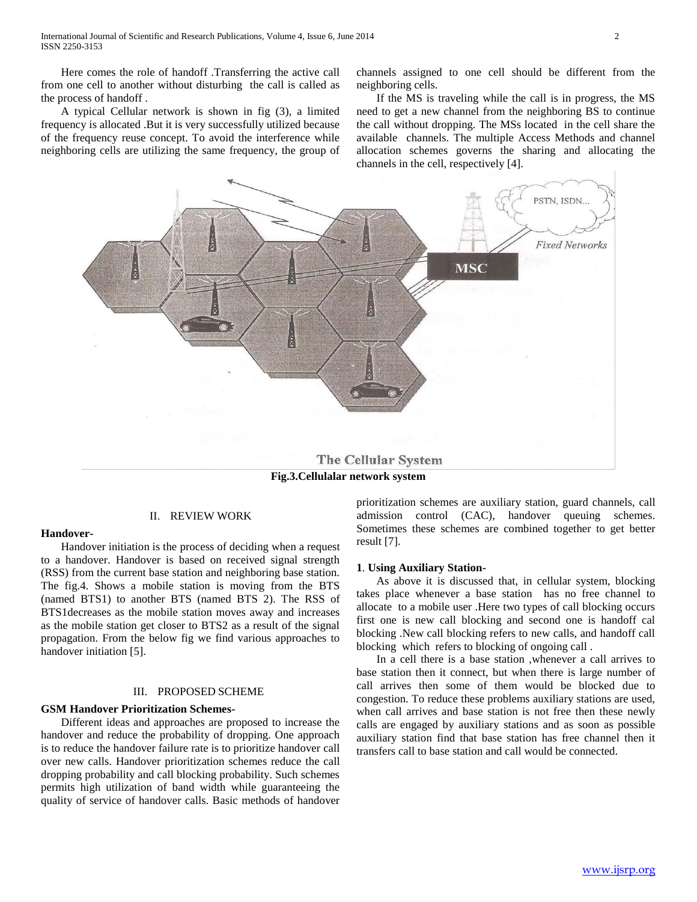Here comes the role of handoff .Transferring the active call from one cell to another without disturbing the call is called as the process of handoff .

A typical Cellular network is shown in fig (3), a limited frequency is allocated .But it is very successfully utilized because of the frequency reuse concept. To avoid the interference while neighboring cells are utilizing the same frequency, the group of channels assigned to one cell should be different from the neighboring cells.

If the MS is traveling while the call is in progress, the MS need to get a new channel from the neighboring BS to continue the call without dropping. The MSs located in the cell share the available channels. The multiple Access Methods and channel allocation schemes governs the sharing and allocating the channels in the cell, respectively [4].

PSTN, ISDN...

Fixed Networks

MSC

The Cellular System

**Fig.3.Cellulalar network system**

## II. REVIEW WORK

**Handover-**

Handover initiation is the process of deciding when a request to a handover. Handover is based on received signal strength (RSS) from the current base station and neighboring base station. The fig.4. Shows a mobile station is moving from the BTS (named BTS1) to another BTS (named BTS 2). The RSS of BTS1decreases as the mobile station moves away and increases as the mobile station get closer to BTS2 as a result of the signal propagation. From the below fig we find various approaches to handover initiation [5].

## III. PROPOSED SCHEME

**GSM Handover Prioritization Schemes-**

Different ideas and approaches are proposed to increase the handover and reduce the probability of dropping. One approach is to reduce the handover failure rate is to prioritize handover call over new calls. Handover prioritization schemes reduce the call dropping probability and call blocking probability. Such schemes permits high utilization of band width while guaranteeing the quality of service of handover calls. Basic methods of handover prioritization schemes are auxiliary station, guard channels, call admission control (CAC), handover queuing schemes. Sometimes these schemes are combined together to get better result [7].

**1. Using Auxiliary Station-**

As above it is discussed that, in cellular system, blocking takes place whenever a base station has no free channel to allocate to a mobile user .Here two types of call blocking occurs first one is new call blocking and second one is handoff cal blocking .New call blocking refers to new calls, and handoff call blocking which refers to blocking of ongoing call .

In a cell there is a base station ,whenever a call arrives to base station then it connect, but when there is large number of call arrives then some of them would be blocked due to congestion. To reduce these problems auxiliary stations are used, when call arrives and base station is not free then these newly calls are engaged by auxiliary stations and as soon as possible auxiliary station find that base station has free channel then it transfers call to base station and call would be connected.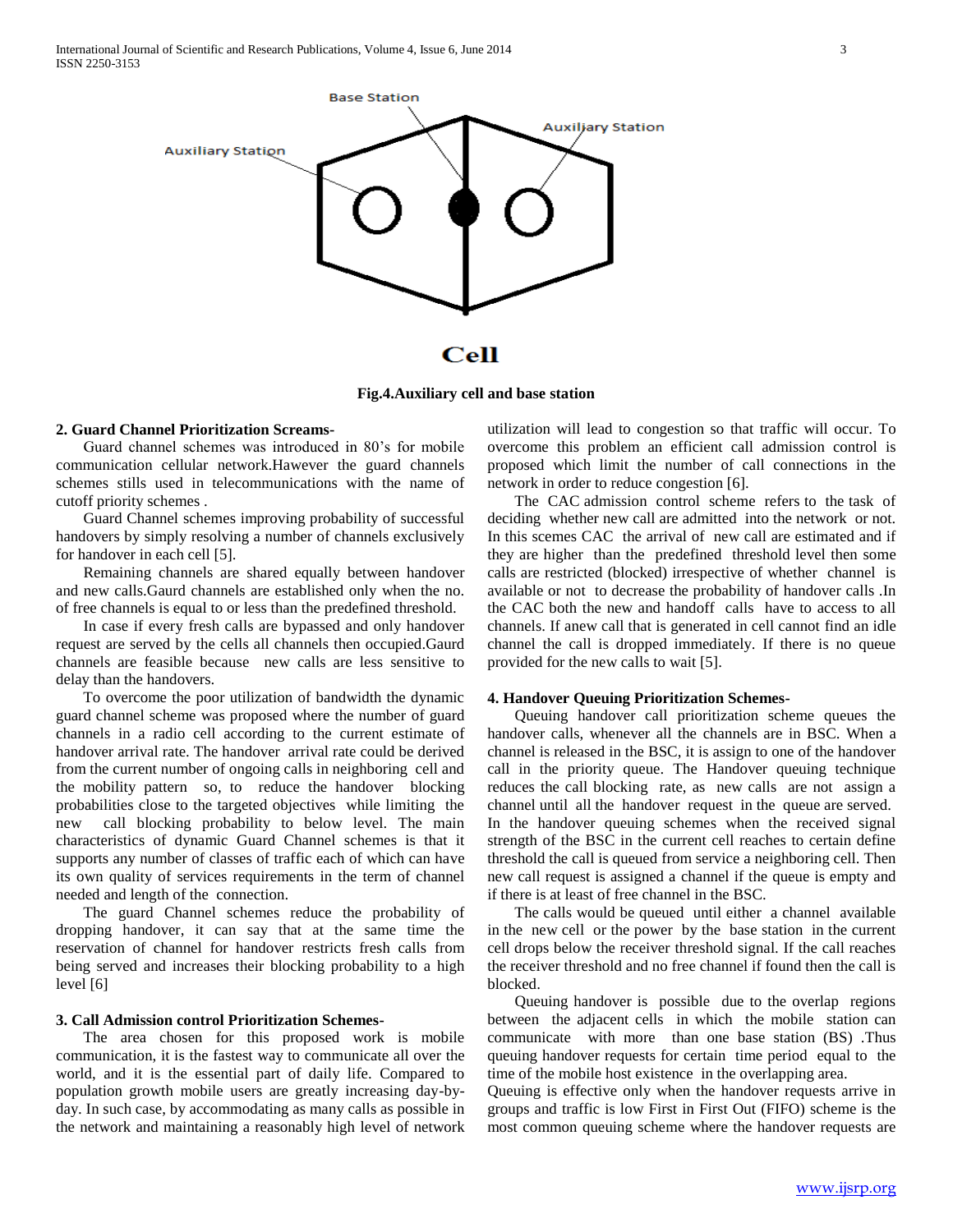Base Station

Auxiliary Station

Auxiliary Station

Cell

**Fig.4.Auxiliary cell and base station**

**2. Guard Channel Prioritization Screams-**

Guard channel schemes was introduced in 80's for mobile communication cellular network.Hawever the guard channels schemes stills used in telecommunications with the name of cutoff priority schemes .

Guard Channel schemes improving probability of successful handovers by simply resolving a number of channels exclusively for handover in each cell [5].

Remaining channels are shared equally between handover and new calls.Gaurd channels are established only when the no. of free channels is equal to or less than the predefined threshold.

In case if every fresh calls are bypassed and only handover request are served by the cells all channels then occupied.Gaurd channels are feasible because new calls are less sensitive to delay than the handovers.

To overcome the poor utilization of bandwidth the dynamic guard channel scheme was proposed where the number of guard channels in a radio cell according to the current estimate of handover arrival rate. The handover arrival rate could be derived from the current number of ongoing calls in neighboring cell and the mobility pattern so, to reduce the handover blocking probabilities close to the targeted objectives while limiting the new call blocking probability to below level. The main characteristics of dynamic Guard Channel schemes is that it supports any number of classes of traffic each of which can have its own quality of services requirements in the term of channel needed and length of the connection.

The guard Channel schemes reduce the probability of dropping handover, it can say that at the same time the reservation of channel for handover restricts fresh calls from being served and increases their blocking probability to a high level [6]

**3. Call Admission control Prioritization Schemes-**

The area chosen for this proposed work is mobile communication, it is the fastest way to communicate all over the world, and it is the essential part of daily life. Compared to population growth mobile users are greatly increasing day-by-day. In such case, by accommodating as many calls as possible in the network and maintaining a reasonably high level of network utilization will lead to congestion so that traffic will occur. To overcome this problem an efficient call admission control is proposed which limit the number of call connections in the network in order to reduce congestion [6].

The CAC admission control scheme refers to the task of deciding whether new call are admitted into the network or not. In this scemes CAC the arrival of new call are estimated and if they are higher than the predefined threshold level then some calls are restricted (blocked) irrespective of whether channel is available or not to decrease the probability of handover calls .In the CAC both the new and handoff calls have to access to all channels. If anew call that is generated in cell cannot find an idle channel the call is dropped immediately. If there is no queue provided for the new calls to wait [5].

**4. Handover Queuing Prioritization Schemes-**

Queuing handover call prioritization scheme queues the handover calls, whenever all the channels are in BSC. When a channel is released in the BSC, it is assign to one of the handover call in the priority queue. The Handover queuing technique reduces the call blocking rate, as new calls are not assign a channel until all the handover request in the queue are served. In the handover queuing schemes when the received signal strength of the BSC in the current cell reaches to certain define threshold the call is queued from service a neighboring cell. Then new call request is assigned a channel if the queue is empty and if there is at least of free channel in the BSC.

The calls would be queued until either a channel available in the new cell or the power by the base station in the current cell drops below the receiver threshold signal. If the call reaches the receiver threshold and no free channel if found then the call is blocked.

Queuing handover is possible due to the overlap regions between the adjacent cells in which the mobile station can communicate with more than one base station (BS) .Thus queuing handover requests for certain time period equal to the time of the mobile host existence in the overlapping area.

Queuing is effective only when the handover requests arrive in groups and traffic is low First in First Out (FIFO) scheme is the most common queuing scheme where the handover requests are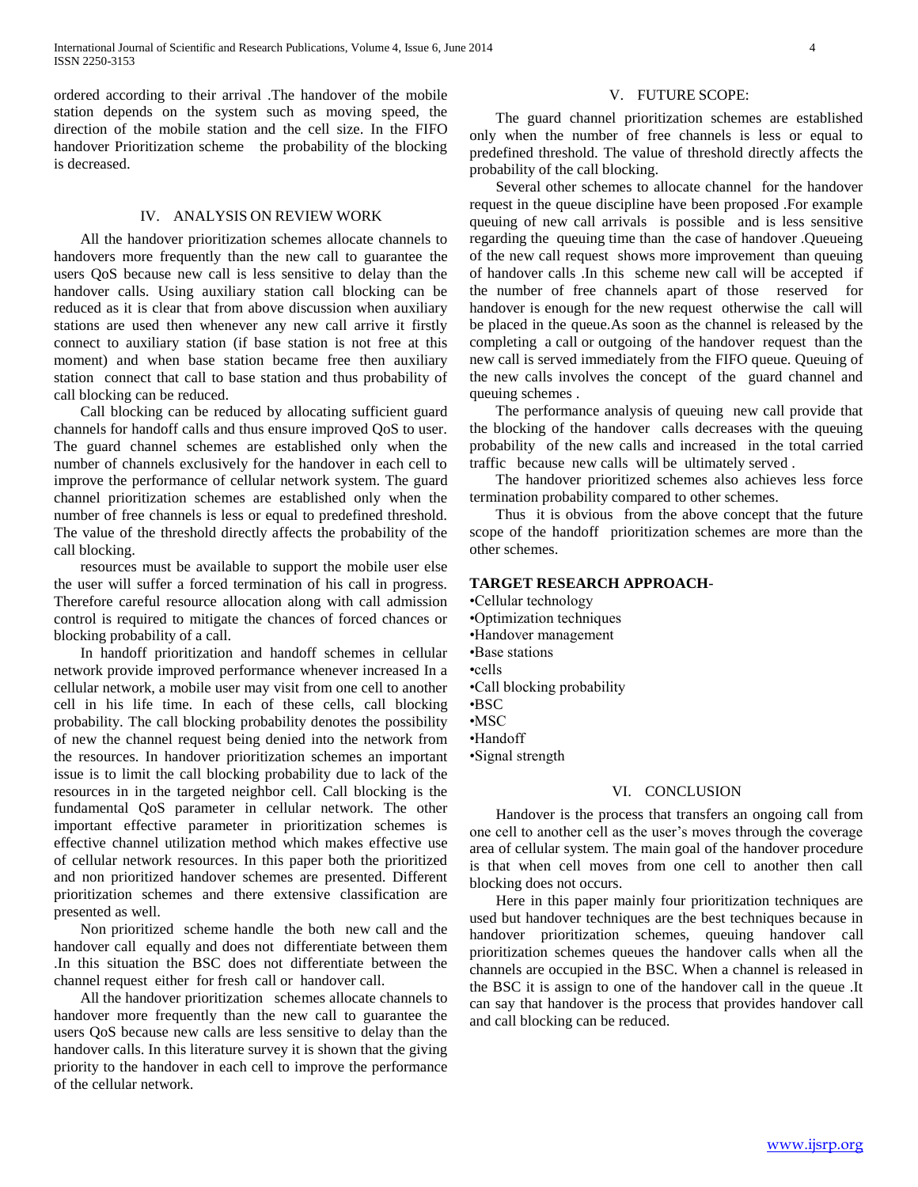ordered according to their arrival .The handover of the mobile station depends on the system such as moving speed, the direction of the mobile station and the cell size. In the FIFO handover Prioritization scheme the probability of the blocking is decreased.

## IV. ANALYSIS ON REVIEW WORK

All the handover prioritization schemes allocate channels to handovers more frequently than the new call to guarantee the users QoS because new call is less sensitive to delay than the handover calls. Using auxiliary station call blocking can be reduced as it is clear that from above discussion when auxiliary stations are used then whenever any new call arrive it firstly connect to auxiliary station (if base station is not free at this moment) and when base station became free then auxiliary station connect that call to base station and thus probability of call blocking can be reduced.

Call blocking can be reduced by allocating sufficient guard channels for handoff calls and thus ensure improved QoS to user. The guard channel schemes are established only when the number of channels exclusively for the handover in each cell to improve the performance of cellular network system. The guard channel prioritization schemes are established only when the number of free channels is less or equal to predefined threshold. The value of the threshold directly affects the probability of the call blocking.

resources must be available to support the mobile user else the user will suffer a forced termination of his call in progress. Therefore careful resource allocation along with call admission control is required to mitigate the chances of forced chances or blocking probability of a call.

In handoff prioritization and handoff schemes in cellular network provide improved performance whenever increased In a cellular network, a mobile user may visit from one cell to another cell in his life time. In each of these cells, call blocking probability. The call blocking probability denotes the possibility of new the channel request being denied into the network from the resources. In handover prioritization schemes an important issue is to limit the call blocking probability due to lack of the resources in in the targeted neighbor cell. Call blocking is the fundamental QoS parameter in cellular network. The other important effective parameter in prioritization schemes is effective channel utilization method which makes effective use of cellular network resources. In this paper both the prioritized and non prioritized handover schemes are presented. Different prioritization schemes and there extensive classification are presented as well.

Non prioritized scheme handle the both new call and the handover call equally and does not differentiate between them .In this situation the BSC does not differentiate between the channel request either for fresh call or handover call.

All the handover prioritization schemes allocate channels to handover more frequently than the new call to guarantee the users QoS because new calls are less sensitive to delay than the handover calls. In this literature survey it is shown that the giving priority to the handover in each cell to improve the performance of the cellular network.

## V. FUTURE SCOPE:

The guard channel prioritization schemes are established only when the number of free channels is less or equal to predefined threshold. The value of threshold directly affects the probability of the call blocking.

Several other schemes to allocate channel for the handover request in the queue discipline have been proposed .For example queuing of new call arrivals is possible and is less sensitive regarding the queuing time than the case of handover .Queueing of the new call request shows more improvement than queuing of handover calls .In this scheme new call will be accepted if the number of free channels apart of those reserved for handover is enough for the new request otherwise the call will be placed in the queue.As soon as the channel is released by the completing a call or outgoing of the handover request than the new call is served immediately from the FIFO queue. Queuing of the new calls involves the concept of the guard channel and queuing schemes .

The performance analysis of queuing new call provide that the blocking of the handover calls decreases with the queuing probability of the new calls and increased in the total carried traffic because new calls will be ultimately served .

The handover prioritized schemes also achieves less force termination probability compared to other schemes.

Thus it is obvious from the above concept that the future scope of the handoff prioritization schemes are more than the other schemes.

**TARGET RESEARCH APPROACH**-

- Cellular technology
- Optimization techniques
- Handover management
- Base stations
- cells
- Call blocking probability
- BSC
- MSC
- Handoff
- Signal strength

## VI. CONCLUSION

Handover is the process that transfers an ongoing call from one cell to another cell as the user's moves through the coverage area of cellular system. The main goal of the handover procedure is that when cell moves from one cell to another then call blocking does not occurs.

Here in this paper mainly four prioritization techniques are used but handover techniques are the best techniques because in handover prioritization schemes, queuing handover call prioritization schemes queues the handover calls when all the channels are occupied in the BSC. When a channel is released in the BSC it is assign to one of the handover call in the queue .It can say that handover is the process that provides handover call and call blocking can be reduced.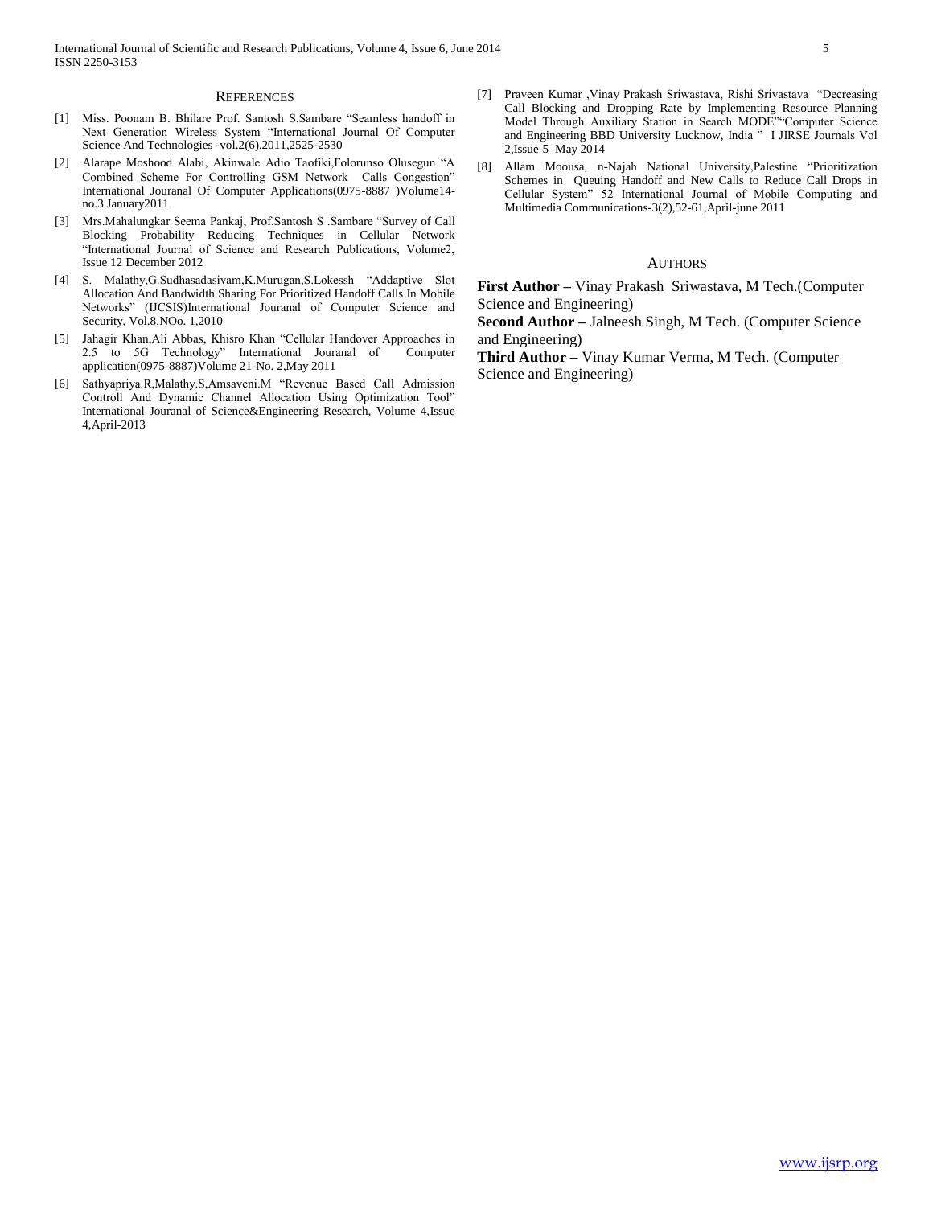## REFERENCES

[1] Miss. Poonam B. Bhilare Prof. Santosh S.Sambare "Seamless handoff in Next Generation Wireless System "International Journal Of Computer Science And Technologies -vol.2(6),2011,2525-2530

[2] Alarape Moshood Alabi, Akinwale Adio Taofiki,Folorunso Olusegun "A Combined Scheme For Controlling GSM Network Calls Congestion" International Jouranal Of Computer Applications(0975-8887 )Volume14-no.3 January2011

[3] Mrs.Mahalungkar Seema Pankaj, Prof.Santosh S .Sambare "Survey of Call Blocking Probability Reducing Techniques in Cellular Network "International Journal of Science and Research Publications, Volume2, Issue 12 December 2012

[4] S. Malathy,G.Sudhasadasivam,K.Murugan,S.Lokessh "Addaptive Slot Allocation And Bandwidth Sharing For Prioritized Handoff Calls In Mobile Networks" (IJCSIS)International Jouranal of Computer Science and Security, Vol.8,NOo. 1,2010

[5] Jahagir Khan,Ali Abbas, Khisro Khan "Cellular Handover Approaches in 2.5 to 5G Technology" International Jouranal of Computer application(0975-8887)Volume 21-No. 2,May 2011

[6] Sathyapriya.R,Malathy.S,Amsaveni.M "Revenue Based Call Admission Controll And Dynamic Channel Allocation Using Optimization Tool" International Jouranal of Science&Engineering Research, Volume 4,Issue 4,April-2013

[7] Praveen Kumar ,Vinay Prakash Sriwastava, Rishi Srivastava "Decreasing Call Blocking and Dropping Rate by Implementing Resource Planning Model Through Auxiliary Station in Search MODE""Computer Science and Engineering BBD University Lucknow, India " I JIRSE Journals Vol 2,Issue-5–May 2014

[8] Allam Moousa, n-Najah National University,Palestine "Prioritization Schemes in Queuing Handoff and New Calls to Reduce Call Drops in Cellular System" 52 International Journal of Mobile Computing and Multimedia Communications-3(2),52-61,April-june 2011

## AUTHORS

**First Author –** Vinay Prakash Sriwastava, M Tech.(Computer Science and Engineering)

**Second Author –** Jalneesh Singh, M Tech. (Computer Science and Engineering)

**Third Author –** Vinay Kumar Verma, M Tech. (Computer Science and Engineering)